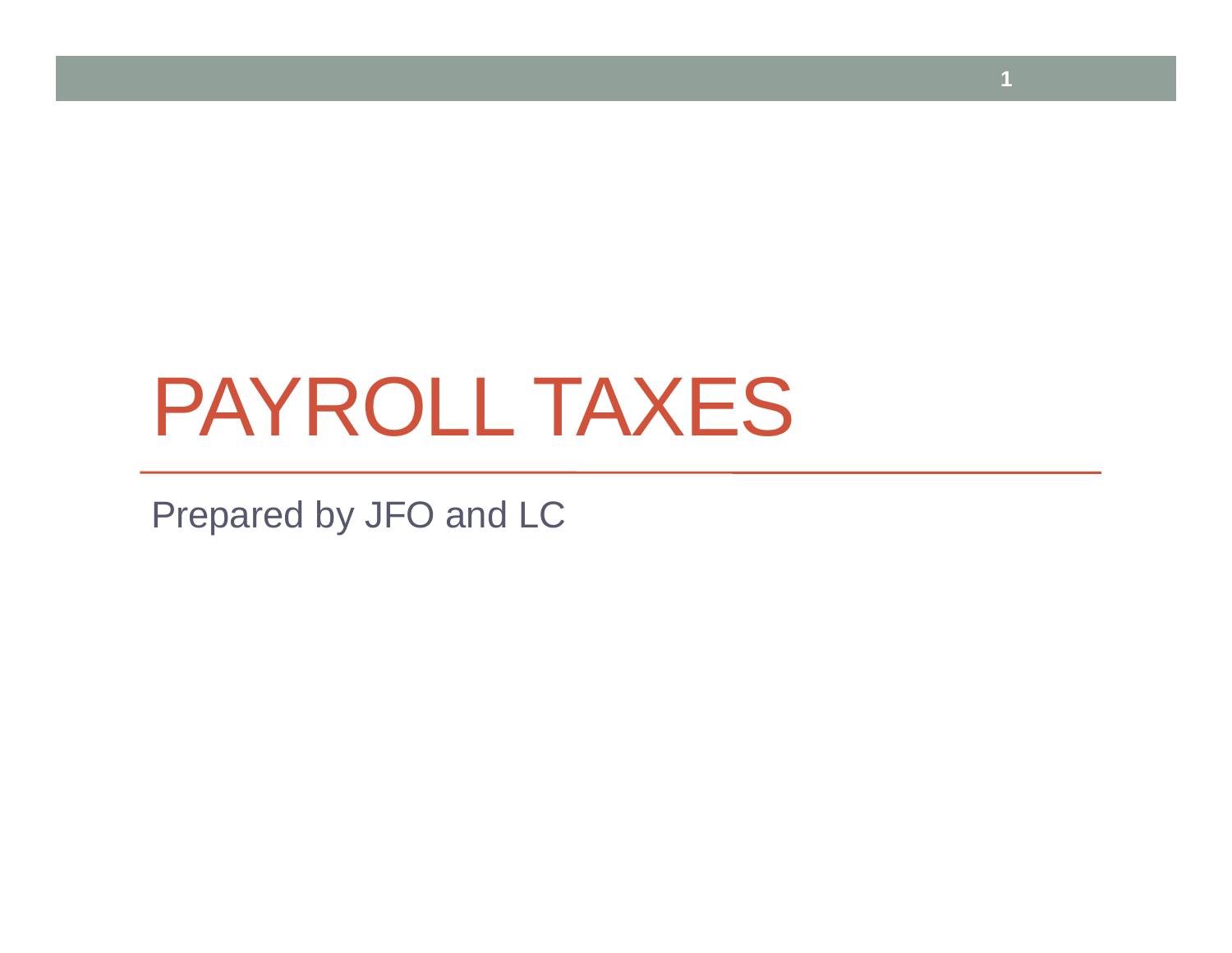# PAYROLL TAXES

Prepared by JFO and LC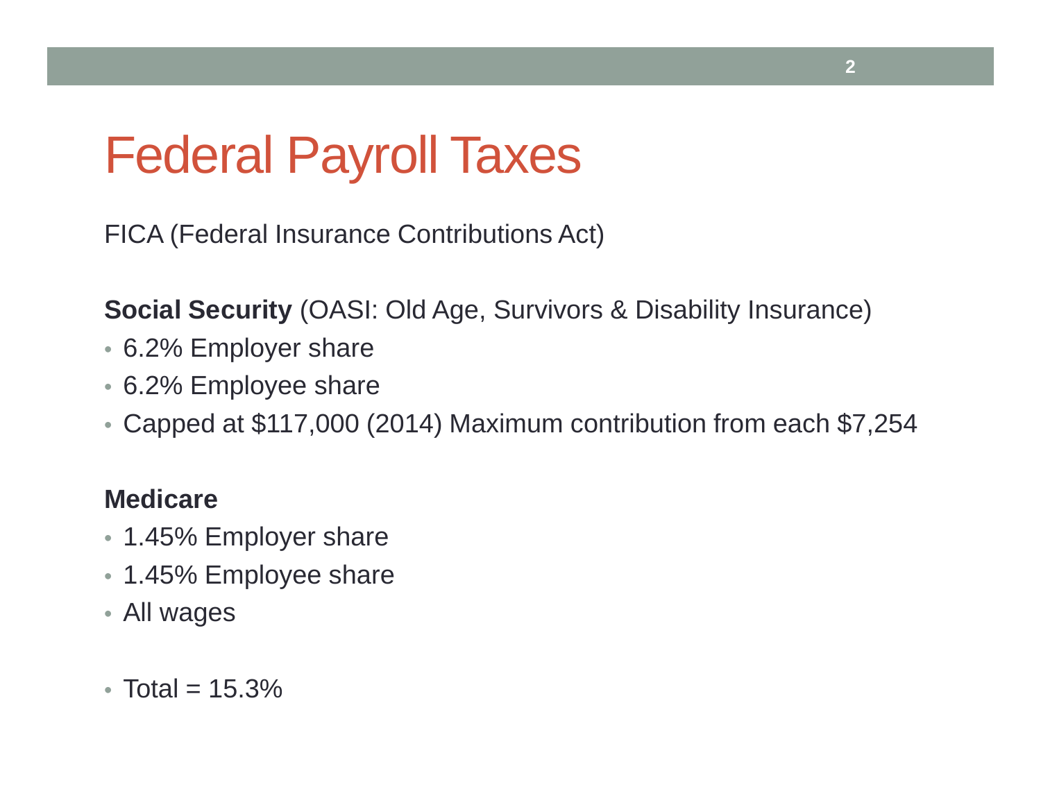# Federal Payroll Taxes

FICA (Federal Insurance Contributions Act)

**Social Security** (OASI: Old Age, Survivors & Disability Insurance)

- 6.2% Employer share
- 6.2% Employee share
- Capped at $117,000 (2014) Maximum contribution from each $7,254

**Medicare**

- 1.45% Employer share
- 1.45% Employee share
- All wages

- Total = 15.3%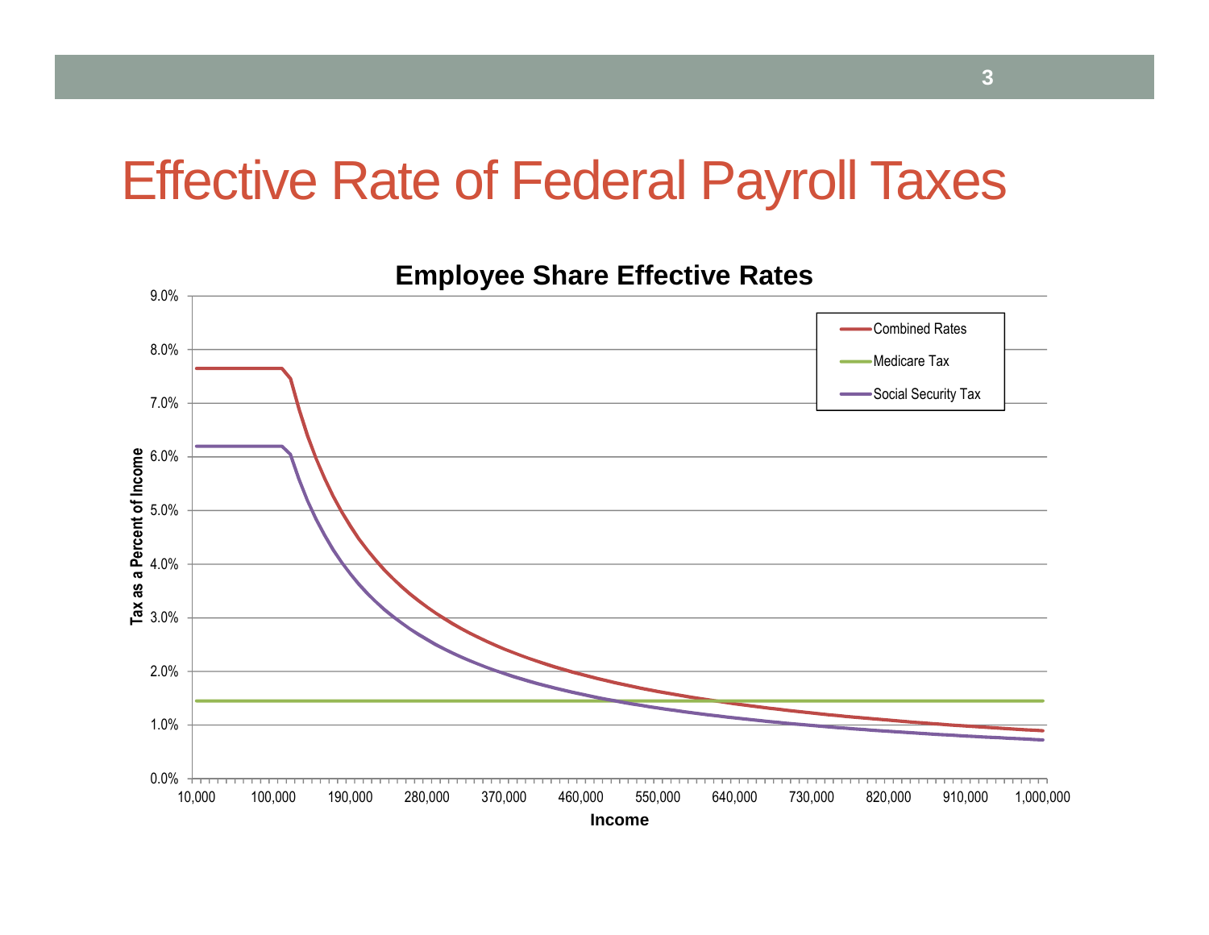# Effective Rate of Federal Payroll Taxes

**Employee Share Effective Rates**

Tax as a Percent of Income

9.0%
8.0%
7.0%
6.0%
5.0%
4.0%
3.0%
2.0%
1.0%
0.0%

10,000 100,000 190,000 280,000 370,000 460,000 550,000 640,000 730,000 820,000 910,000 1,000,000

**Income**

- Combined Rates
- Medicare Tax
- Social Security Tax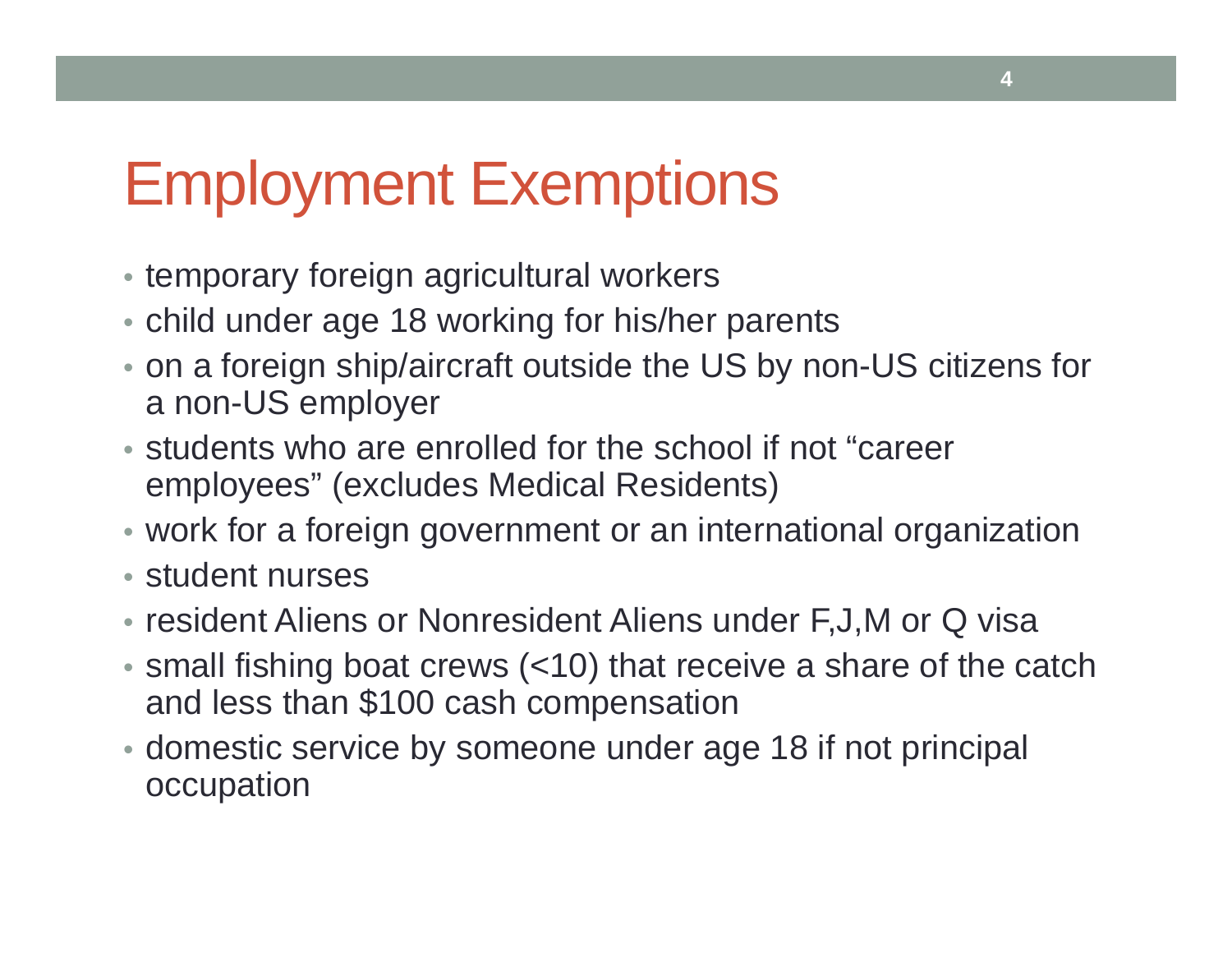# Employment Exemptions

- temporary foreign agricultural workers
- child under age 18 working for his/her parents
- on a foreign ship/aircraft outside the US by non-US citizens for a non-US employer
- students who are enrolled for the school if not “career employees” (excludes Medical Residents)
- work for a foreign government or an international organization
- student nurses
- resident Aliens or Nonresident Aliens under F,J,M or Q visa
- small fishing boat crews (<10) that receive a share of the catch and less than $100 cash compensation
- domestic service by someone under age 18 if not principal occupation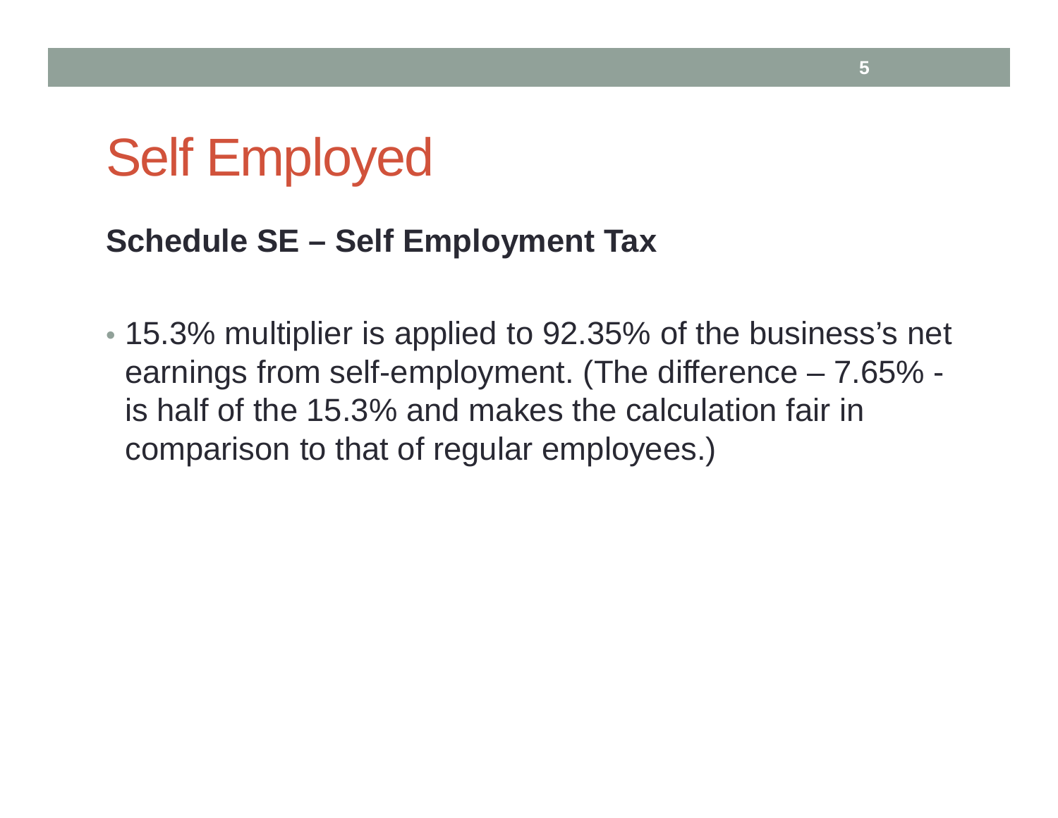# Self Employed

**Schedule SE – Self Employment Tax**

- 15.3% multiplier is applied to 92.35% of the business's net earnings from self-employment. (The difference – 7.65% - is half of the 15.3% and makes the calculation fair in comparison to that of regular employees.)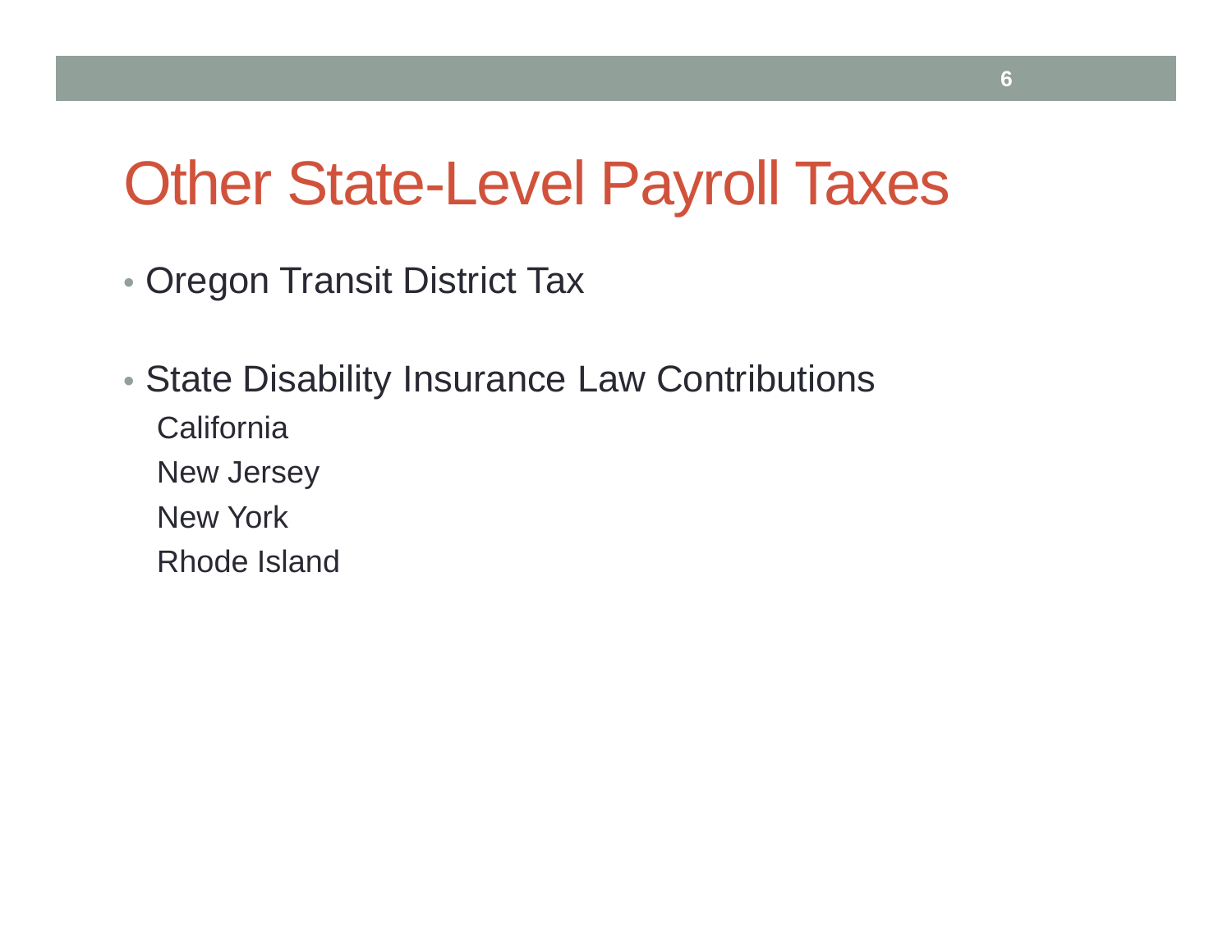# Other State-Level Payroll Taxes

- Oregon Transit District Tax

- State Disability Insurance Law Contributions
  - California
  - New Jersey
  - New York
  - Rhode Island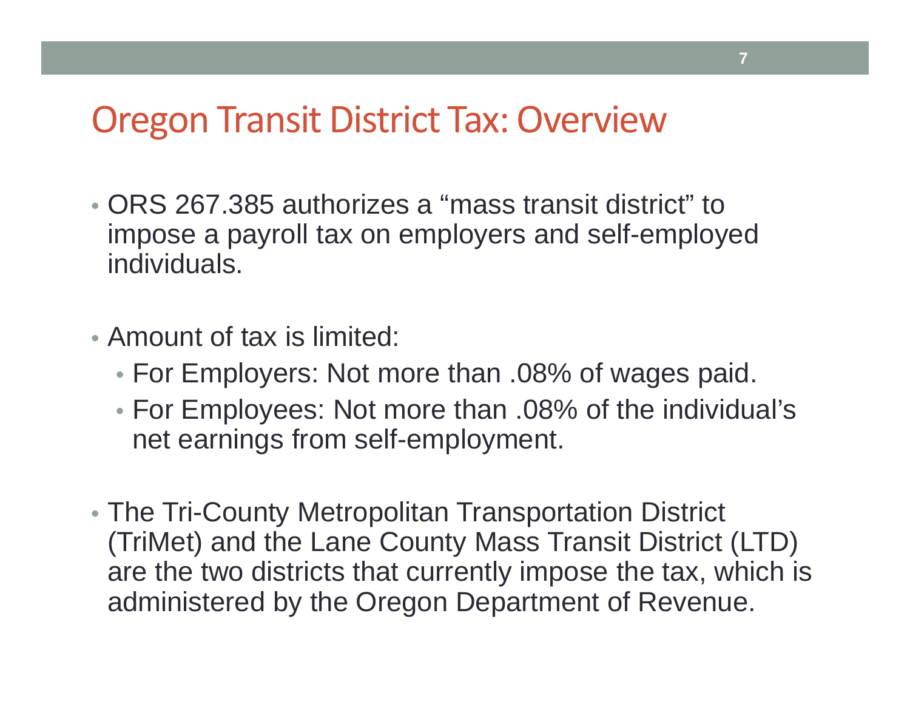# Oregon Transit District Tax: Overview

- ORS 267.385 authorizes a “mass transit district” to impose a payroll tax on employers and self-employed individuals.

- Amount of tax is limited:
  - For Employers: Not more than .08% of wages paid.
  - For Employees: Not more than .08% of the individual’s net earnings from self-employment.

- The Tri-County Metropolitan Transportation District (TriMet) and the Lane County Mass Transit District (LTD) are the two districts that currently impose the tax, which is administered by the Oregon Department of Revenue.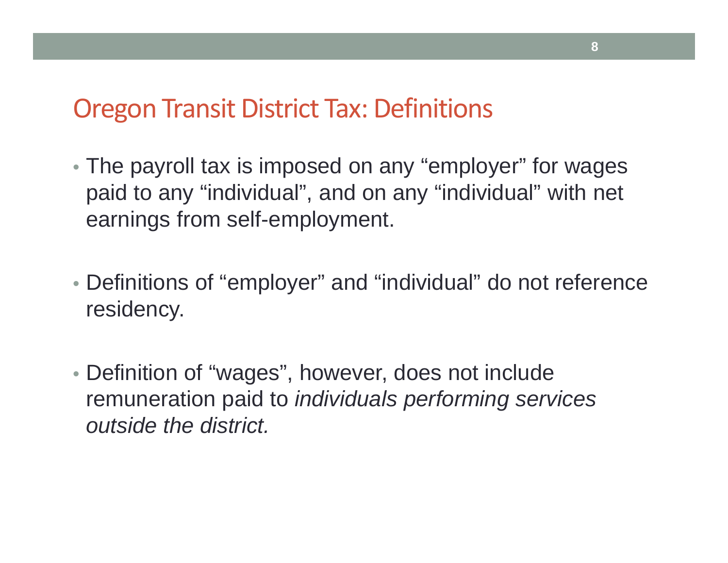# Oregon Transit District Tax: Definitions

- The payroll tax is imposed on any “employer” for wages paid to any “individual”, and on any “individual” with net earnings from self-employment.
- Definitions of “employer” and “individual” do not reference residency.
- Definition of “wages”, however, does not include remuneration paid to *individuals performing services outside the district.*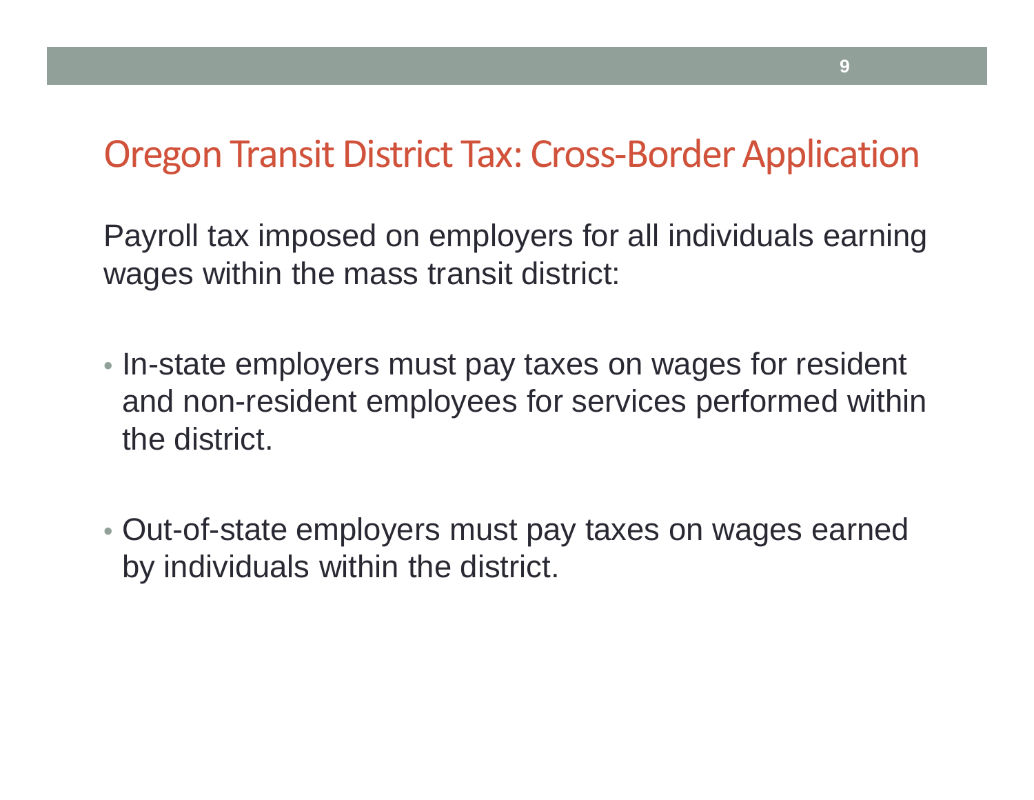# Oregon Transit District Tax: Cross-Border Application

Payroll tax imposed on employers for all individuals earning wages within the mass transit district:

- In-state employers must pay taxes on wages for resident and non-resident employees for services performed within the district.
- Out-of-state employers must pay taxes on wages earned by individuals within the district.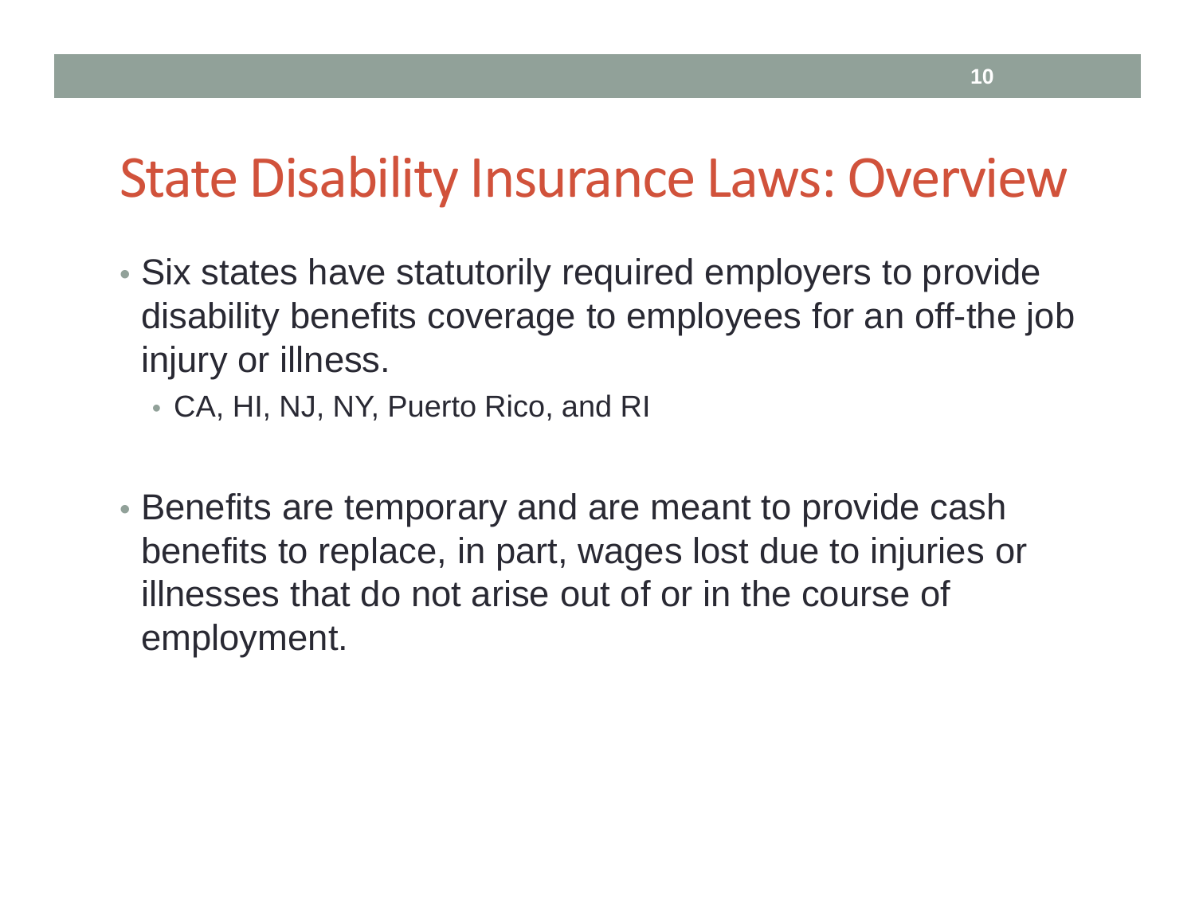# State Disability Insurance Laws: Overview

- Six states have statutorily required employers to provide disability benefits coverage to employees for an off-the job injury or illness.
  - CA, HI, NJ, NY, Puerto Rico, and RI

- Benefits are temporary and are meant to provide cash benefits to replace, in part, wages lost due to injuries or illnesses that do not arise out of or in the course of employment.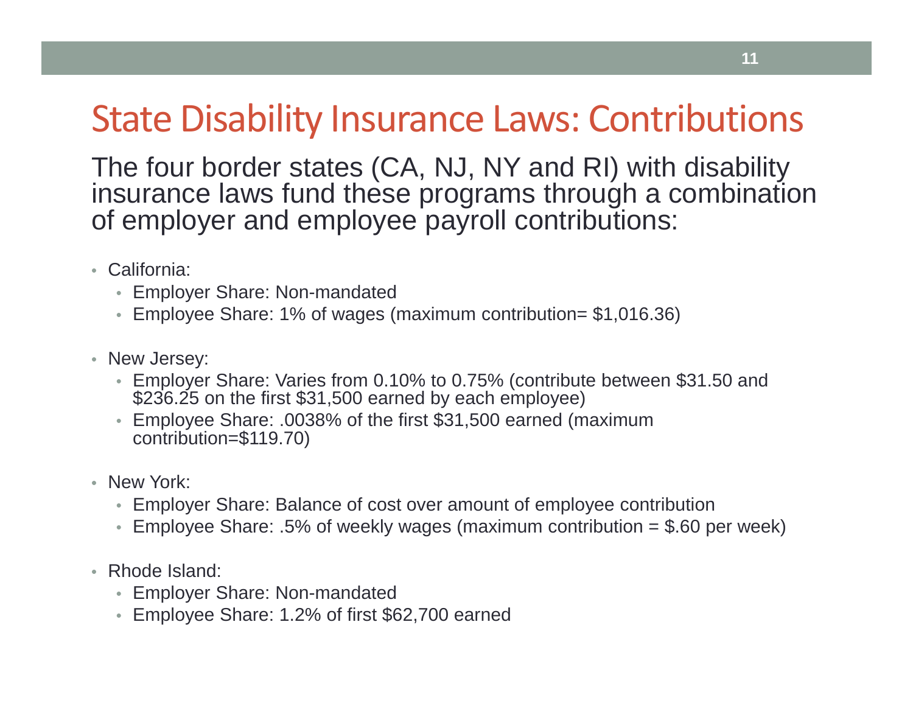# State Disability Insurance Laws: Contributions

The four border states (CA, NJ, NY and RI) with disability insurance laws fund these programs through a combination of employer and employee payroll contributions:

- California:
  - Employer Share: Non-mandated
  - Employee Share: 1% of wages (maximum contribution= $1,016.36)
- New Jersey:
  - Employer Share: Varies from 0.10% to 0.75% (contribute between $31.50 and $236.25 on the first $31,500 earned by each employee)
  - Employee Share: .0038% of the first $31,500 earned (maximum contribution=$119.70)
- New York:
  - Employer Share: Balance of cost over amount of employee contribution
  - Employee Share: .5% of weekly wages (maximum contribution = $.60 per week)
- Rhode Island:
  - Employer Share: Non-mandated
  - Employee Share: 1.2% of first $62,700 earned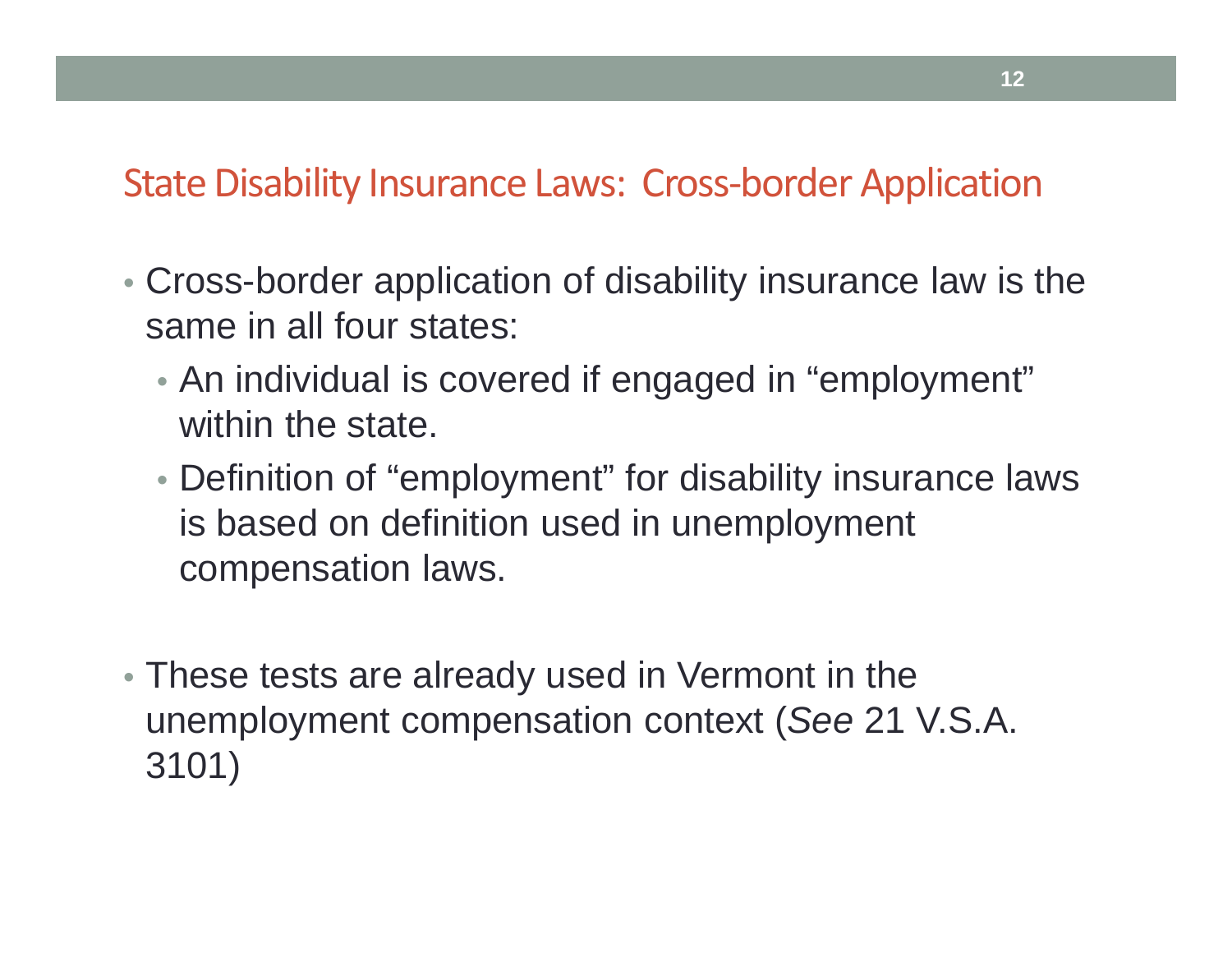## State Disability Insurance Laws: Cross-border Application

- Cross-border application of disability insurance law is the same in all four states:
  - An individual is covered if engaged in "employment" within the state.
  - Definition of "employment" for disability insurance laws is based on definition used in unemployment compensation laws.

- These tests are already used in Vermont in the unemployment compensation context (*See* 21 V.S.A. 3101)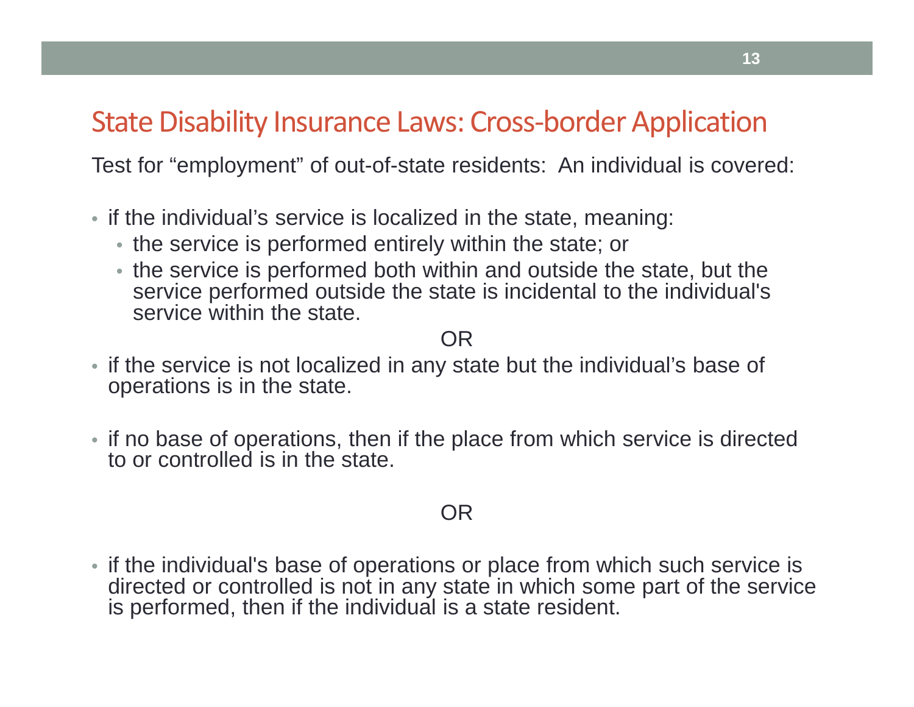## State Disability Insurance Laws: Cross-border Application

Test for "employment" of out-of-state residents: An individual is covered:

- if the individual's service is localized in the state, meaning:
  - the service is performed entirely within the state; or
  - the service is performed both within and outside the state, but the service performed outside the state is incidental to the individual's service within the state.

OR

- if the service is not localized in any state but the individual's base of operations is in the state.

- if no base of operations, then if the place from which service is directed to or controlled is in the state.

OR

- if the individual's base of operations or place from which such service is directed or controlled is not in any state in which some part of the service is performed, then if the individual is a state resident.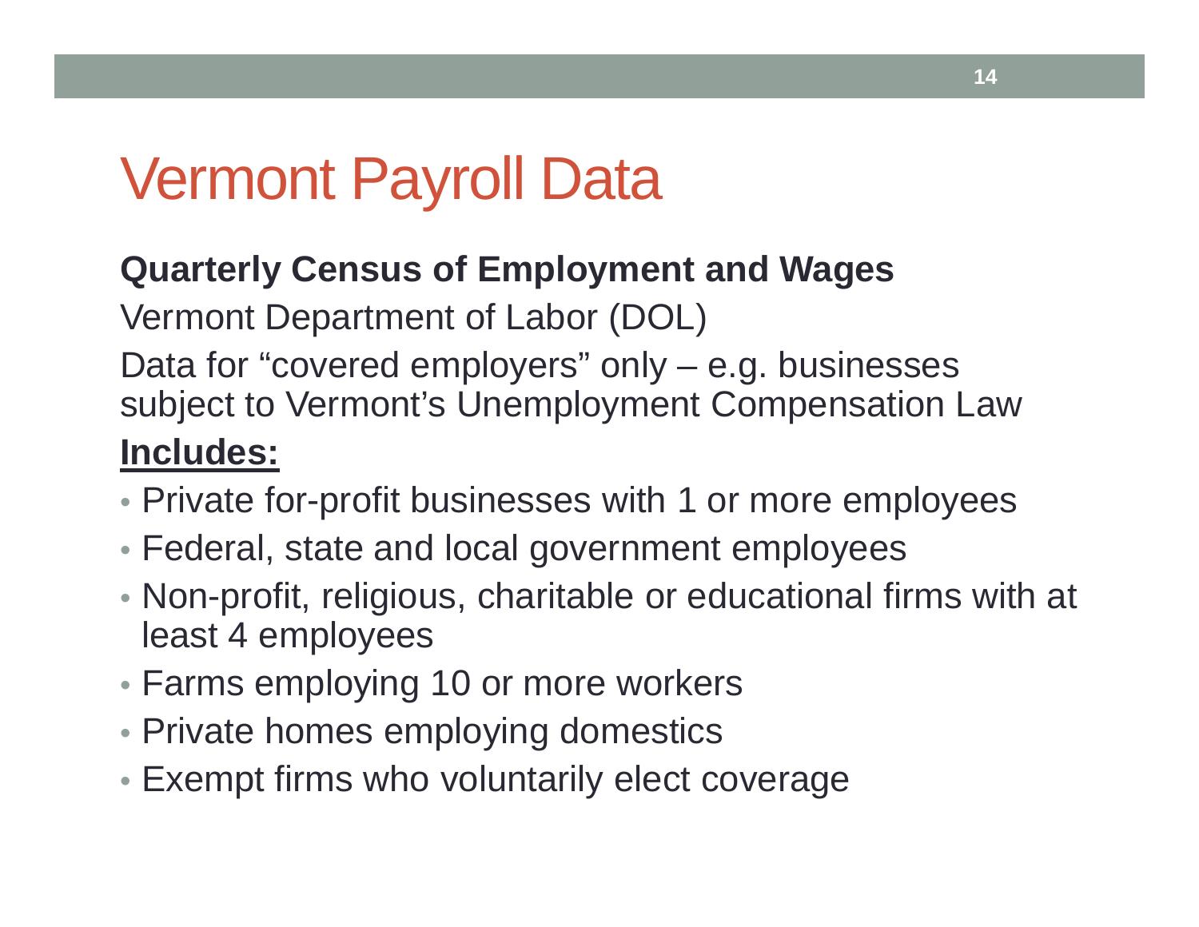# Vermont Payroll Data

**Quarterly Census of Employment and Wages**

Vermont Department of Labor (DOL)

Data for “covered employers” only – e.g. businesses subject to Vermont’s Unemployment Compensation Law

**<u>Includes:</u>**

- Private for-profit businesses with 1 or more employees
- Federal, state and local government employees
- Non-profit, religious, charitable or educational firms with at least 4 employees
- Farms employing 10 or more workers
- Private homes employing domestics
- Exempt firms who voluntarily elect coverage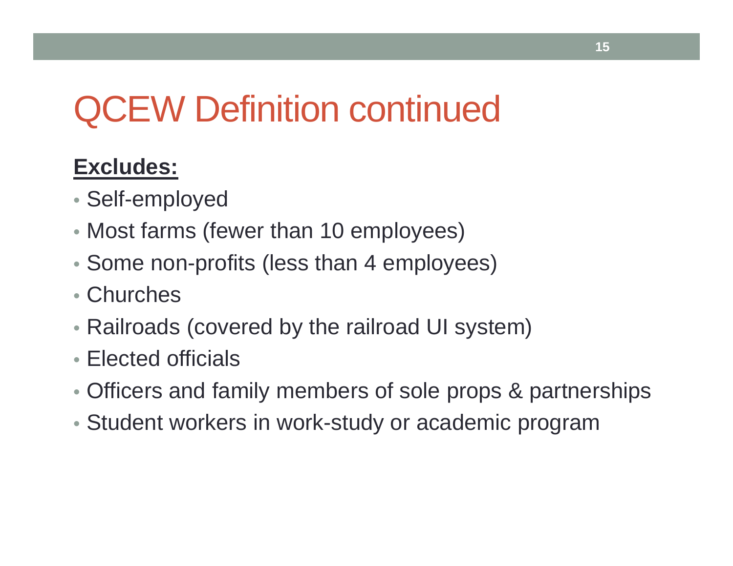# QCEW Definition continued

**Excludes:**

- Self-employed
- Most farms (fewer than 10 employees)
- Some non-profits (less than 4 employees)
- Churches
- Railroads (covered by the railroad UI system)
- Elected officials
- Officers and family members of sole props & partnerships
- Student workers in work-study or academic program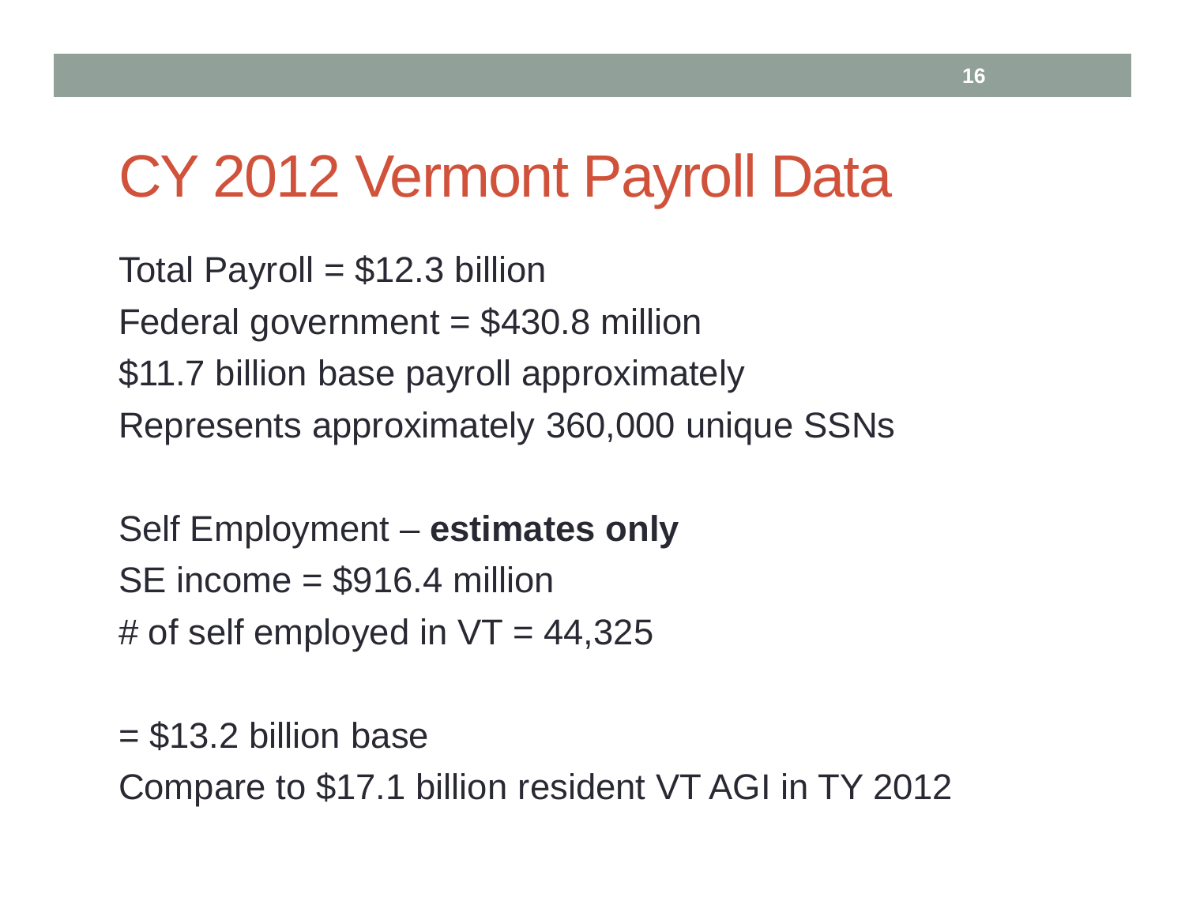# CY 2012 Vermont Payroll Data

Total Payroll = $12.3 billion

Federal government = $430.8 million

$11.7 billion base payroll approximately

Represents approximately 360,000 unique SSNs

Self Employment – **estimates only**

SE income = $916.4 million

# of self employed in VT = 44,325

= $13.2 billion base

Compare to $17.1 billion resident VT AGI in TY 2012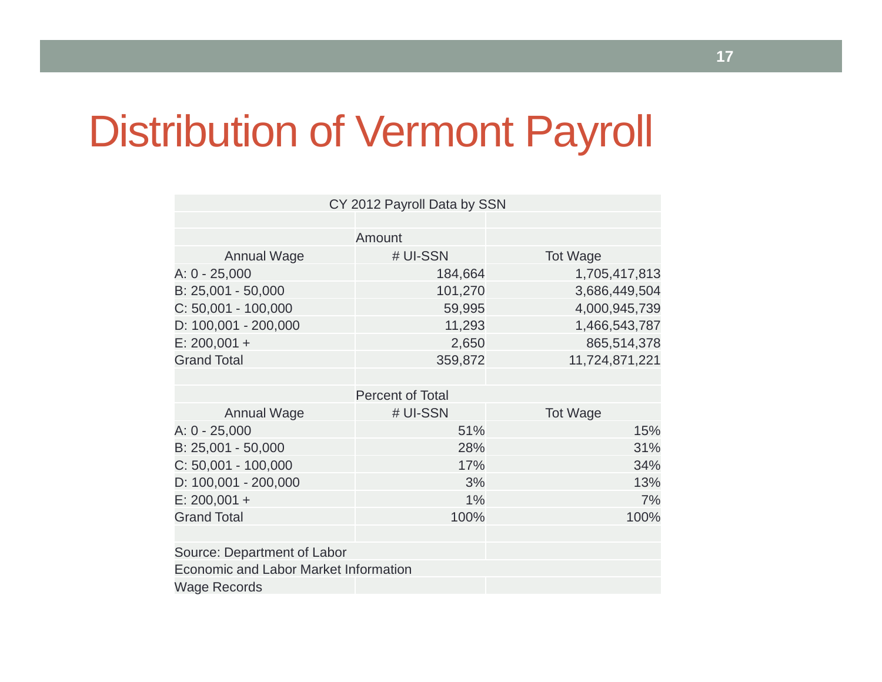# Distribution of Vermont Payroll

CY 2012 Payroll Data by SSN

| Amount | | |
|---|---|---|
| Annual Wage | # UI-SSN | Tot Wage |
| A: 0 - 25,000 | 184,664 | 1,705,417,813 |
| B: 25,001 - 50,000 | 101,270 | 3,686,449,504 |
| C: 50,001 - 100,000 | 59,995 | 4,000,945,739 |
| D: 100,001 - 200,000 | 11,293 | 1,466,543,787 |
| E: 200,001 + | 2,650 | 865,514,378 |
| Grand Total | 359,872 | 11,724,871,221 |

| Percent of Total | | |
|---|---|---|
| Annual Wage | # UI-SSN | Tot Wage |
| A: 0 - 25,000 | 51% | 15% |
| B: 25,001 - 50,000 | 28% | 31% |
| C: 50,001 - 100,000 | 17% | 34% |
| D: 100,001 - 200,000 | 3% | 13% |
| E: 200,001 + | 1% | 7% |
| Grand Total | 100% | 100% |

Source: Department of Labor
Economic and Labor Market Information
Wage Records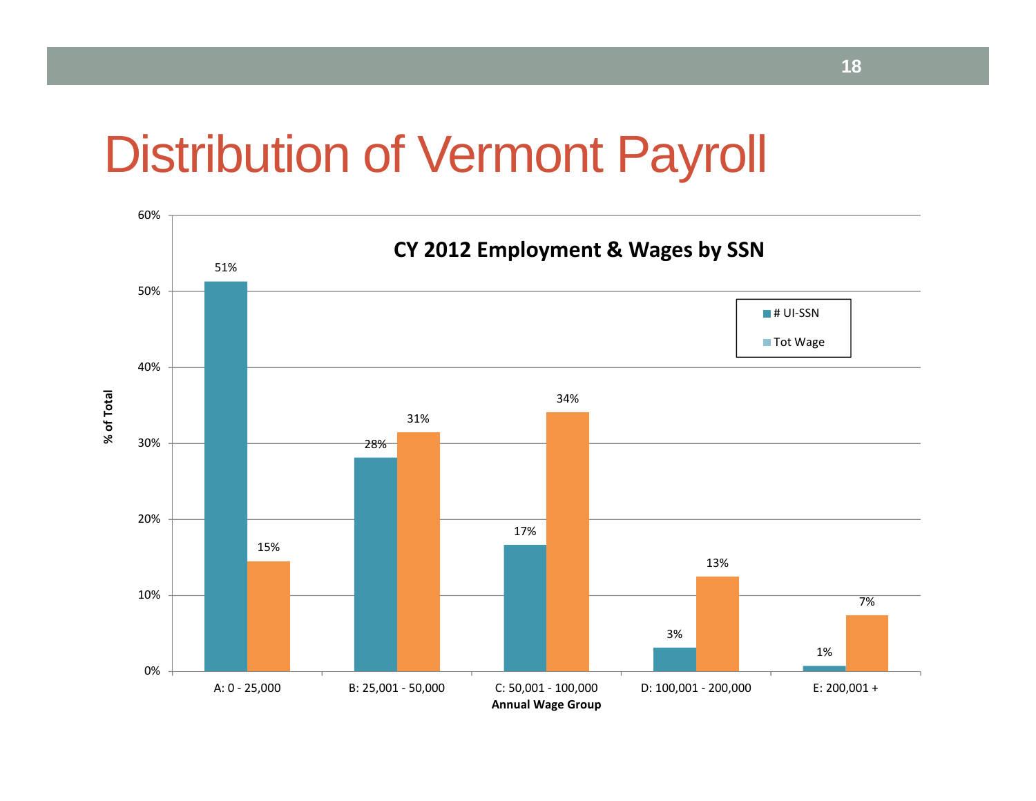# Distribution of Vermont Payroll

**CY 2012 Employment & Wages by SSN**

| Annual Wage Group | # UI-SSN | Tot Wage |
|---|---|---|
| A: 0 - 25,000 | 51% | 15% |
| B: 25,001 - 50,000 | 28% | 31% |
| C: 50,001 - 100,000 | 17% | 34% |
| D: 100,001 - 200,000 | 3% | 13% |
| E: 200,001 + | 1% | 7% |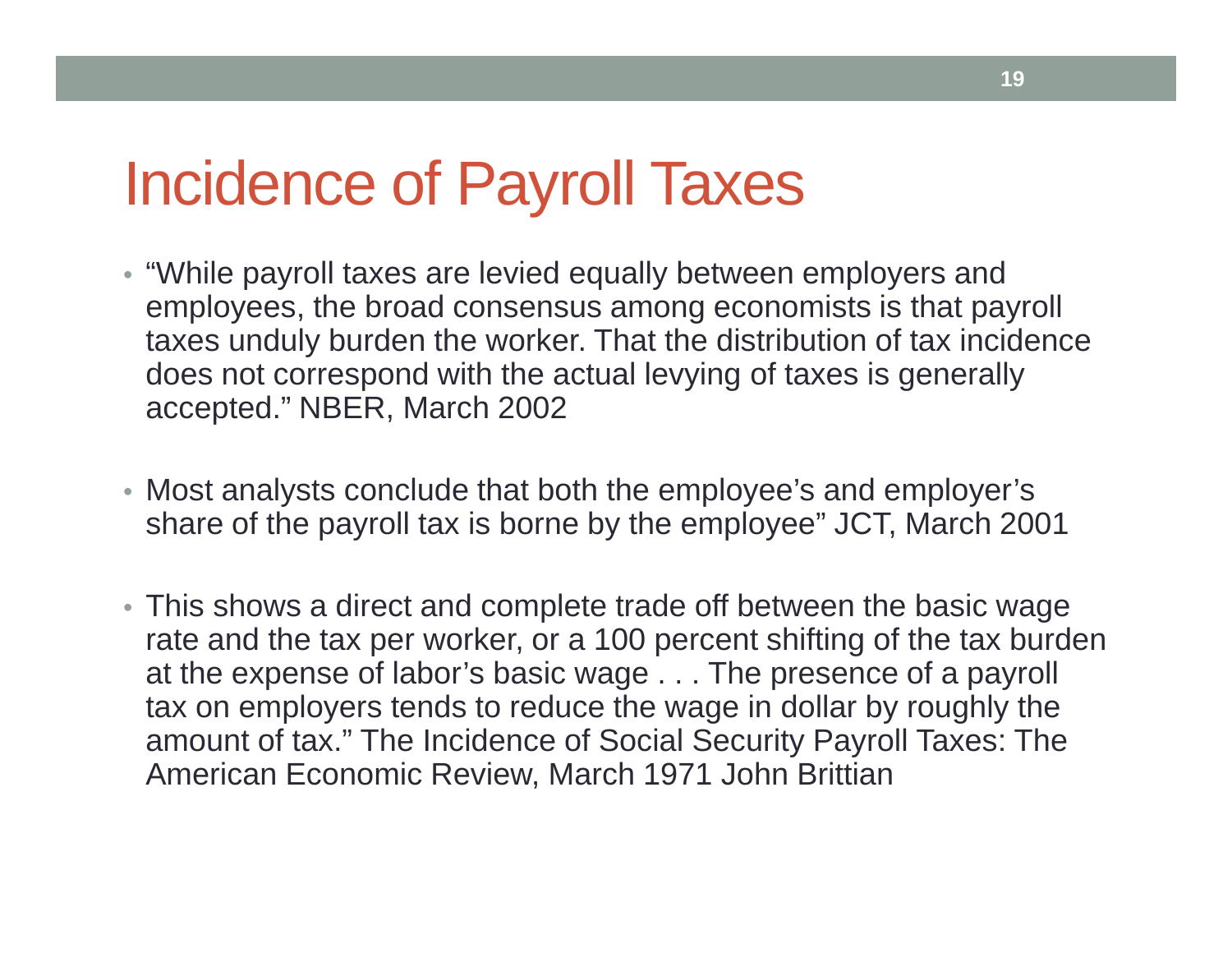# Incidence of Payroll Taxes

- "While payroll taxes are levied equally between employers and employees, the broad consensus among economists is that payroll taxes unduly burden the worker. That the distribution of tax incidence does not correspond with the actual levying of taxes is generally accepted." NBER, March 2002

- Most analysts conclude that both the employee's and employer's share of the payroll tax is borne by the employee" JCT, March 2001

- This shows a direct and complete trade off between the basic wage rate and the tax per worker, or a 100 percent shifting of the tax burden at the expense of labor's basic wage . . . The presence of a payroll tax on employers tends to reduce the wage in dollar by roughly the amount of tax." The Incidence of Social Security Payroll Taxes: The American Economic Review, March 1971 John Brittian